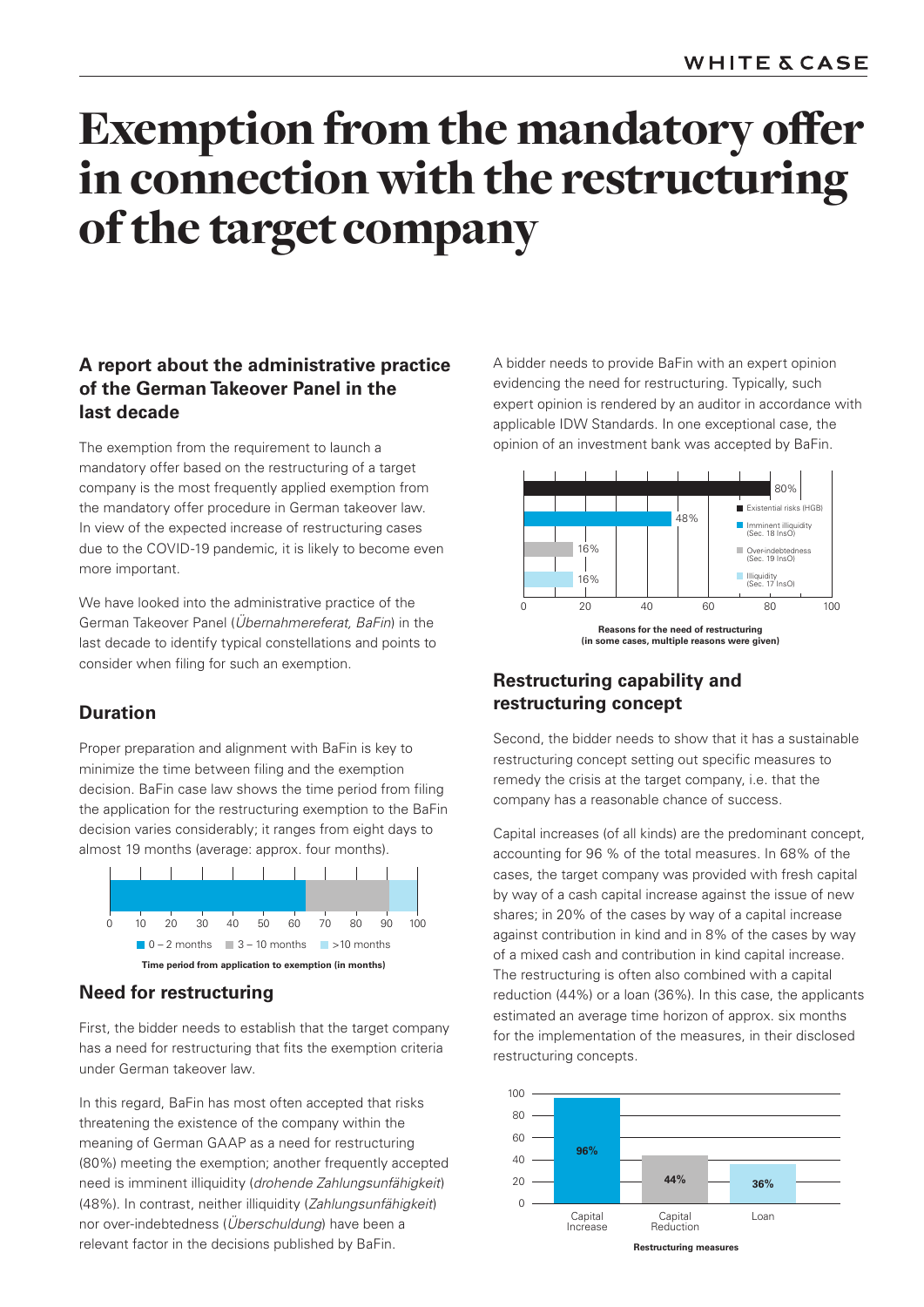# Exemption from the mandatory offer in connection with the restructuring of the target company

## A report about the administrative practice of the German Takeover Panel in the last decade

The exemption from the requirement to launch a mandatory offer based on the restructuring of a target company is the most frequently applied exemption from the mandatory offer procedure in German takeover law. In view of the expected increase of restructuring cases due to the COVID-19 pandemic, it is likely to become even more important.

We have looked into the administrative practice of the German Takeover Panel (*Übernahmereferat, BaFin*) in the last decade to identify typical constellations and points to consider when filing for such an exemption.

### Duration

Proper preparation and alignment with BaFin is key to minimize the time between filing and the exemption decision. BaFin case law shows the time period from filing the application for the restructuring exemption to the BaFin decision varies considerably; it ranges from eight days to almost 19 months (average: approx. four months).

0 – 2 months | 3 – 10 months | >10 months

Time period from application to exemption (in months)

### Need for restructuring

First, the bidder needs to establish that the target company has a need for restructuring that fits the exemption criteria under German takeover law.

In this regard, BaFin has most often accepted that risks threatening the existence of the company within the meaning of German GAAP as a need for restructuring (80%) meeting the exemption; another frequently accepted need is imminent illiquidity (*drohende Zahlungsunfähigkeit*) (48%). In contrast, neither illiquidity (*Zahlungsunfähigkeit*) nor over-indebtedness (*Überschuldung*) have been a relevant factor in the decisions published by BaFin.

A bidder needs to provide BaFin with an expert opinion evidencing the need for restructuring. Typically, such expert opinion is rendered by an auditor in accordance with applicable IDW Standards. In one exceptional case, the opinion of an investment bank was accepted by BaFin.

| Reason | Share |
|---|---|
| Existential risks (HGB) | 80% |
| Imminent illiquidity (Sec. 18 InsO) | 48% |
| Over-indebtedness (Sec. 19 InsO) | 16% |
| Illiquidity (Sec. 17 InsO) | 16% |

Reasons for the need of restructuring (in some cases, multiple reasons were given)

### Restructuring capability and restructuring concept

Second, the bidder needs to show that it has a sustainable restructuring concept setting out specific measures to remedy the crisis at the target company, i.e. that the company has a reasonable chance of success.

Capital increases (of all kinds) are the predominant concept, accounting for 96 % of the total measures. In 68% of the cases, the target company was provided with fresh capital by way of a cash capital increase against the issue of new shares; in 20% of the cases by way of a capital increase against contribution in kind and in 8% of the cases by way of a mixed cash and contribution in kind capital increase. The restructuring is often also combined with a capital reduction (44%) or a loan (36%). In this case, the applicants estimated an average time horizon of approx. six months for the implementation of the measures, in their disclosed restructuring concepts.

| Measure | Share |
|---|---|
| Capital Increase | 96% |
| Capital Reduction | 44% |
| Loan | 36% |

Restructuring measures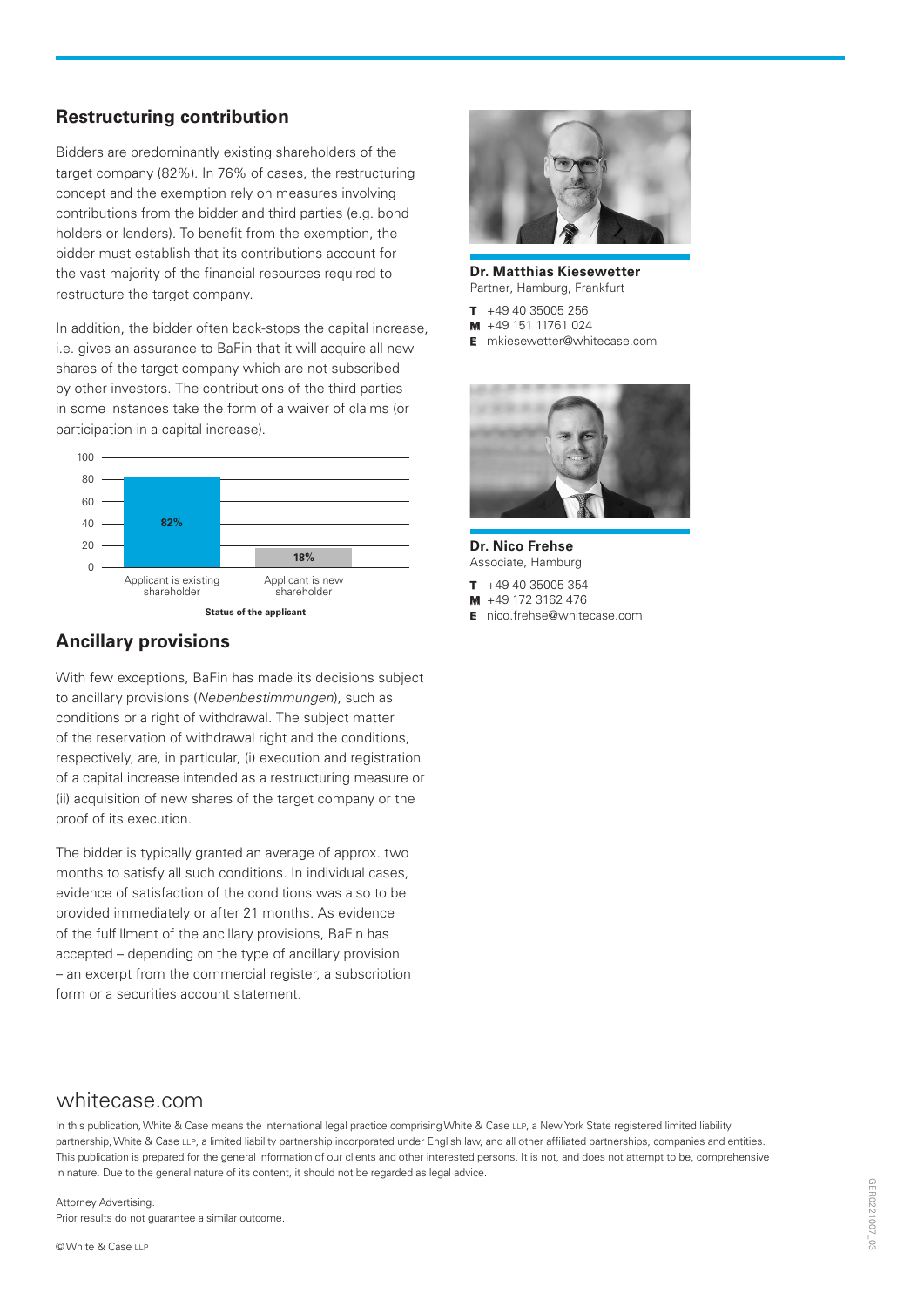## Restructuring contribution

Bidders are predominantly existing shareholders of the target company (82%). In 76% of cases, the restructuring concept and the exemption rely on measures involving contributions from the bidder and third parties (e.g. bond holders or lenders). To benefit from the exemption, the bidder must establish that its contributions account for the vast majority of the financial resources required to restructure the target company.

In addition, the bidder often back-stops the capital increase, i.e. gives an assurance to BaFin that it will acquire all new shares of the target company which are not subscribed by other investors. The contributions of the third parties in some instances take the form of a waiver of claims (or participation in a capital increase).

100
80
60
40
20
0
82%
18%
Applicant is existing shareholder
Applicant is new shareholder
**Status of the applicant**

## Ancillary provisions

With few exceptions, BaFin has made its decisions subject to ancillary provisions (*Nebenbestimmungen*), such as conditions or a right of withdrawal. The subject matter of the reservation of withdrawal right and the conditions, respectively, are, in particular, (i) execution and registration of a capital increase intended as a restructuring measure or (ii) acquisition of new shares of the target company or the proof of its execution.

The bidder is typically granted an average of approx. two months to satisfy all such conditions. In individual cases, evidence of satisfaction of the conditions was also to be provided immediately or after 21 months. As evidence of the fulfillment of the ancillary provisions, BaFin has accepted – depending on the type of ancillary provision – an excerpt from the commercial register, a subscription form or a securities account statement.

**Dr. Matthias Kiesewetter**
Partner, Hamburg, Frankfurt

**T** +49 40 35005 256
**M** +49 151 11761 024
**E** mkiesewetter@whitecase.com

**Dr. Nico Frehse**
Associate, Hamburg

**T** +49 40 35005 354
**M** +49 172 3162 476
**E** nico.frehse@whitecase.com

whitecase.com

In this publication, White & Case means the international legal practice comprising White & Case LLP, a New York State registered limited liability partnership, White & Case LLP, a limited liability partnership incorporated under English law, and all other affiliated partnerships, companies and entities. This publication is prepared for the general information of our clients and other interested persons. It is not, and does not attempt to be, comprehensive in nature. Due to the general nature of its content, it should not be regarded as legal advice.

Attorney Advertising.
Prior results do not guarantee a similar outcome.

©White & Case LLP

GER0221007_03